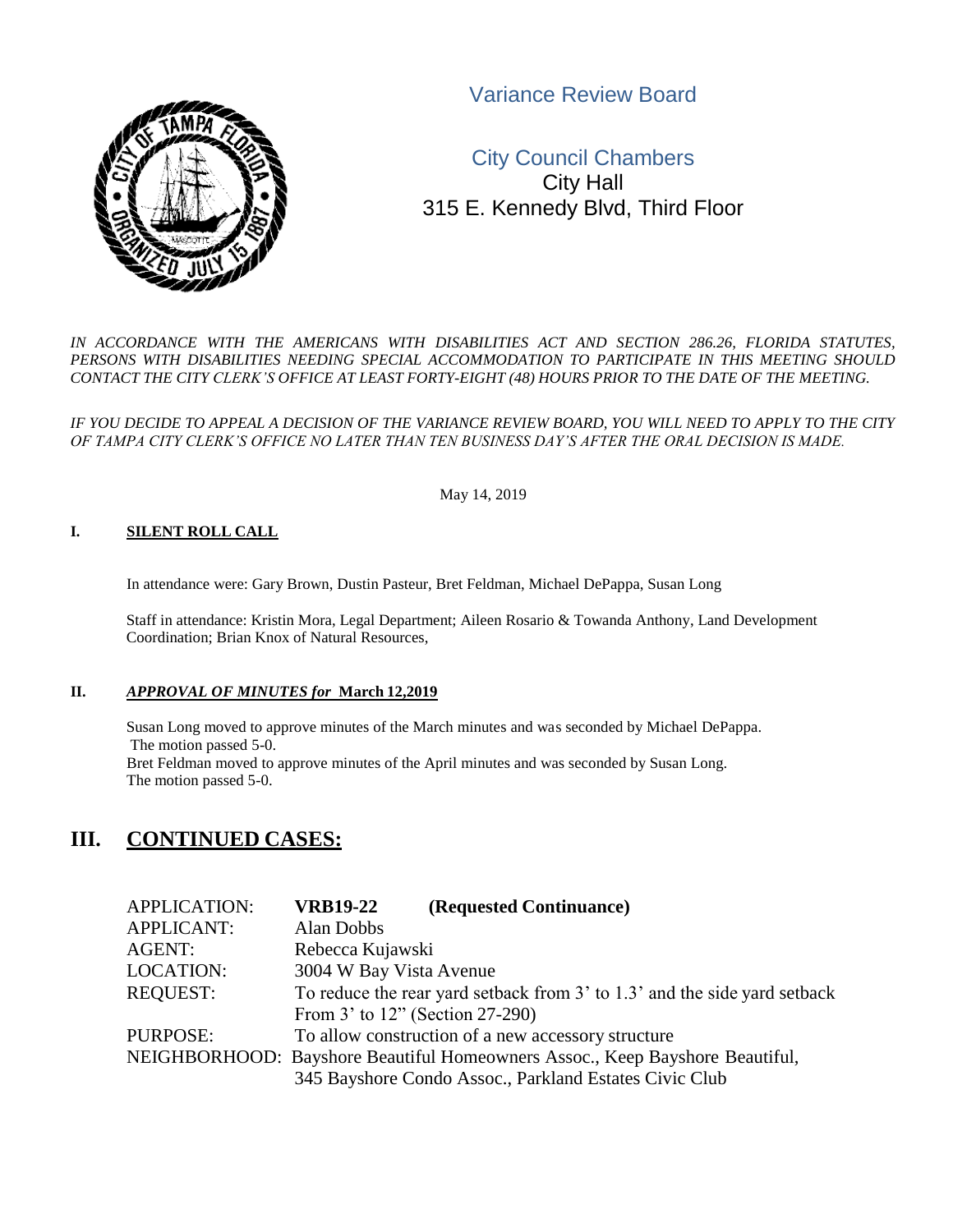# Variance Review Board

## City Council Chambers

City Hall
315 E. Kennedy Blvd, Third Floor

*IN ACCORDANCE WITH THE AMERICANS WITH DISABILITIES ACT AND SECTION 286.26, FLORIDA STATUTES, PERSONS WITH DISABILITIES NEEDING SPECIAL ACCOMMODATION TO PARTICIPATE IN THIS MEETING SHOULD CONTACT THE CITY CLERK'S OFFICE AT LEAST FORTY-EIGHT (48) HOURS PRIOR TO THE DATE OF THE MEETING.*

*IF YOU DECIDE TO APPEAL A DECISION OF THE VARIANCE REVIEW BOARD, YOU WILL NEED TO APPLY TO THE CITY OF TAMPA CITY CLERK'S OFFICE NO LATER THAN TEN BUSINESS DAY'S AFTER THE ORAL DECISION IS MADE.*

May 14, 2019

### I. SILENT ROLL CALL

In attendance were: Gary Brown, Dustin Pasteur, Bret Feldman, Michael DePappa, Susan Long

Staff in attendance: Kristin Mora, Legal Department; Aileen Rosario & Towanda Anthony, Land Development Coordination; Brian Knox of Natural Resources,

### II. *APPROVAL OF MINUTES for* March 12,2019

Susan Long moved to approve minutes of the March minutes and was seconded by Michael DePappa. The motion passed 5-0.
Bret Feldman moved to approve minutes of the April minutes and was seconded by Susan Long. The motion passed 5-0.

## III. CONTINUED CASES:

APPLICATION: **VRB19-22 (Requested Continuance)**
APPLICANT: Alan Dobbs
AGENT: Rebecca Kujawski
LOCATION: 3004 W Bay Vista Avenue
REQUEST: To reduce the rear yard setback from 3' to 1.3' and the side yard setback From 3' to 12" (Section 27-290)
PURPOSE: To allow construction of a new accessory structure
NEIGHBORHOOD: Bayshore Beautiful Homeowners Assoc., Keep Bayshore Beautiful, 345 Bayshore Condo Assoc., Parkland Estates Civic Club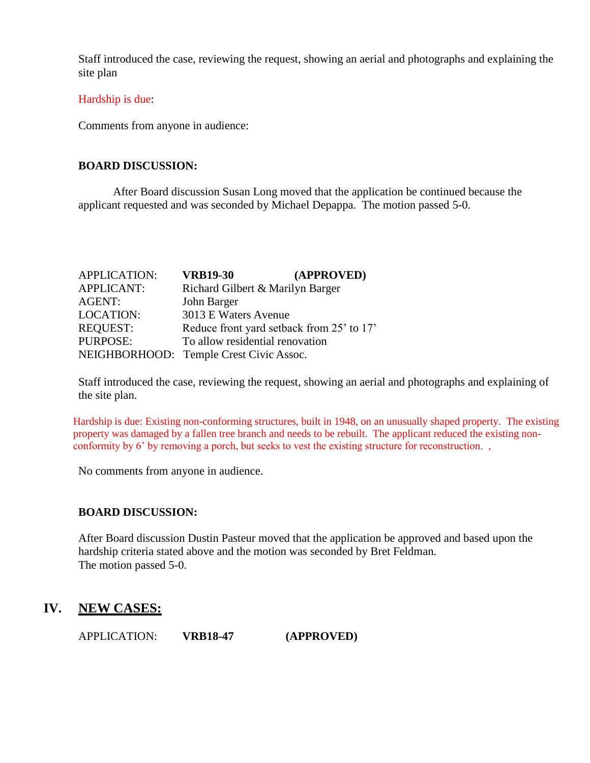Staff introduced the case, reviewing the request, showing an aerial and photographs and explaining the site plan

Hardship is due:

Comments from anyone in audience:

**BOARD DISCUSSION:**

After Board discussion Susan Long moved that the application be continued because the applicant requested and was seconded by Michael Depappa. The motion passed 5-0.

| | |
|---|---|
| APPLICATION: | **VRB19-30** **(APPROVED)** |
| APPLICANT: | Richard Gilbert & Marilyn Barger |
| AGENT: | John Barger |
| LOCATION: | 3013 E Waters Avenue |
| REQUEST: | Reduce front yard setback from 25' to 17' |
| PURPOSE: | To allow residential renovation |
| NEIGHBORHOOD: | Temple Crest Civic Assoc. |

Staff introduced the case, reviewing the request, showing an aerial and photographs and explaining of the site plan.

Hardship is due: Existing non-conforming structures, built in 1948, on an unusually shaped property. The existing property was damaged by a fallen tree branch and needs to be rebuilt. The applicant reduced the existing non-conformity by 6' by removing a porch, but seeks to vest the existing structure for reconstruction. ,

No comments from anyone in audience.

**BOARD DISCUSSION:**

After Board discussion Dustin Pasteur moved that the application be approved and based upon the hardship criteria stated above and the motion was seconded by Bret Feldman.
The motion passed 5-0.

## IV. NEW CASES:

APPLICATION: **VRB18-47** **(APPROVED)**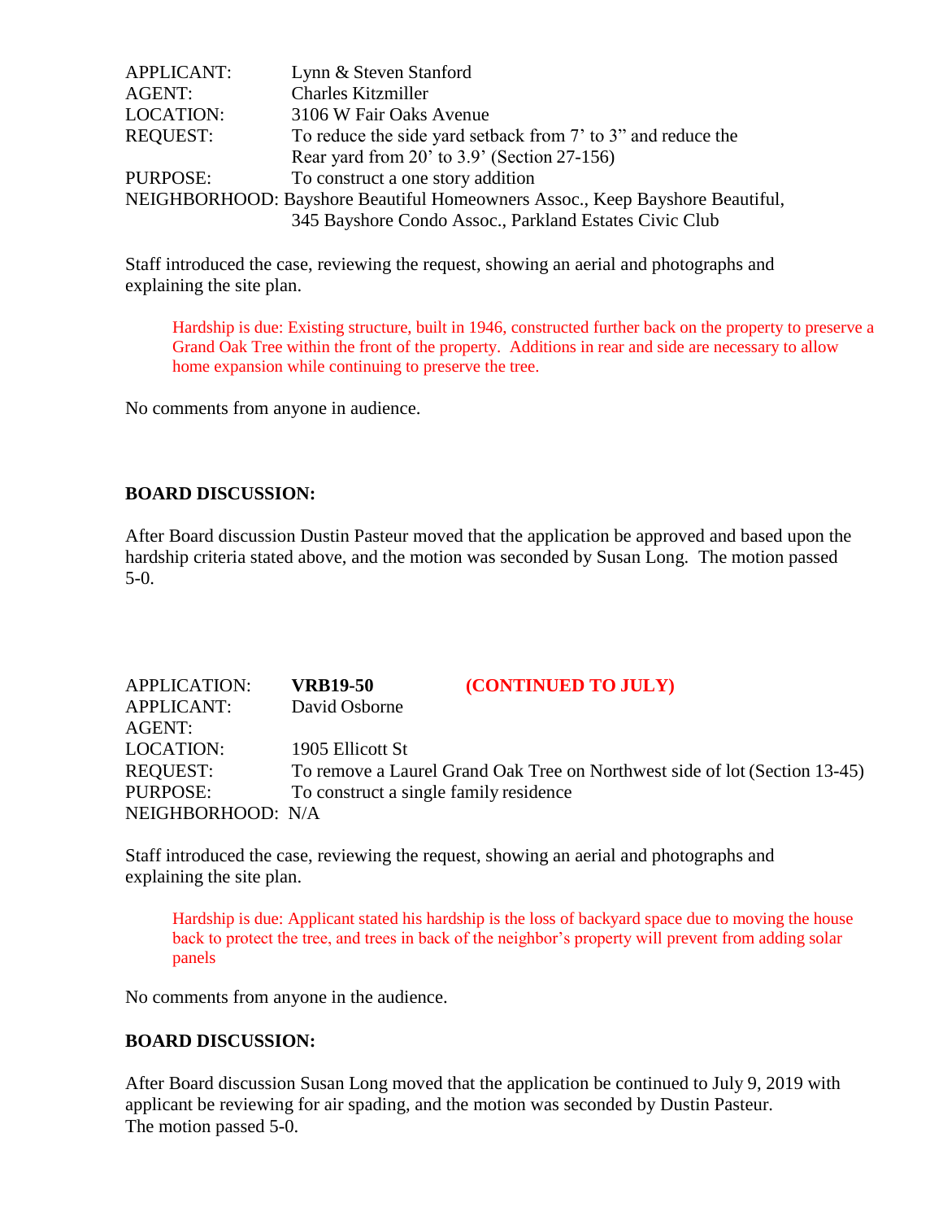APPLICANT: Lynn & Steven Stanford
AGENT: Charles Kitzmiller
LOCATION: 3106 W Fair Oaks Avenue
REQUEST: To reduce the side yard setback from 7' to 3" and reduce the Rear yard from 20' to 3.9' (Section 27-156)
PURPOSE: To construct a one story addition
NEIGHBORHOOD: Bayshore Beautiful Homeowners Assoc., Keep Bayshore Beautiful, 345 Bayshore Condo Assoc., Parkland Estates Civic Club

Staff introduced the case, reviewing the request, showing an aerial and photographs and explaining the site plan.

> Hardship is due: Existing structure, built in 1946, constructed further back on the property to preserve a Grand Oak Tree within the front of the property. Additions in rear and side are necessary to allow home expansion while continuing to preserve the tree.

No comments from anyone in audience.

**BOARD DISCUSSION:**

After Board discussion Dustin Pasteur moved that the application be approved and based upon the hardship criteria stated above, and the motion was seconded by Susan Long. The motion passed 5-0.

APPLICATION: **VRB19-50** **(CONTINUED TO JULY)**
APPLICANT: David Osborne
AGENT:
LOCATION: 1905 Ellicott St
REQUEST: To remove a Laurel Grand Oak Tree on Northwest side of lot (Section 13-45)
PURPOSE: To construct a single family residence
NEIGHBORHOOD: N/A

Staff introduced the case, reviewing the request, showing an aerial and photographs and explaining the site plan.

> Hardship is due: Applicant stated his hardship is the loss of backyard space due to moving the house back to protect the tree, and trees in back of the neighbor's property will prevent from adding solar panels

No comments from anyone in the audience.

**BOARD DISCUSSION:**

After Board discussion Susan Long moved that the application be continued to July 9, 2019 with applicant be reviewing for air spading, and the motion was seconded by Dustin Pasteur. The motion passed 5-0.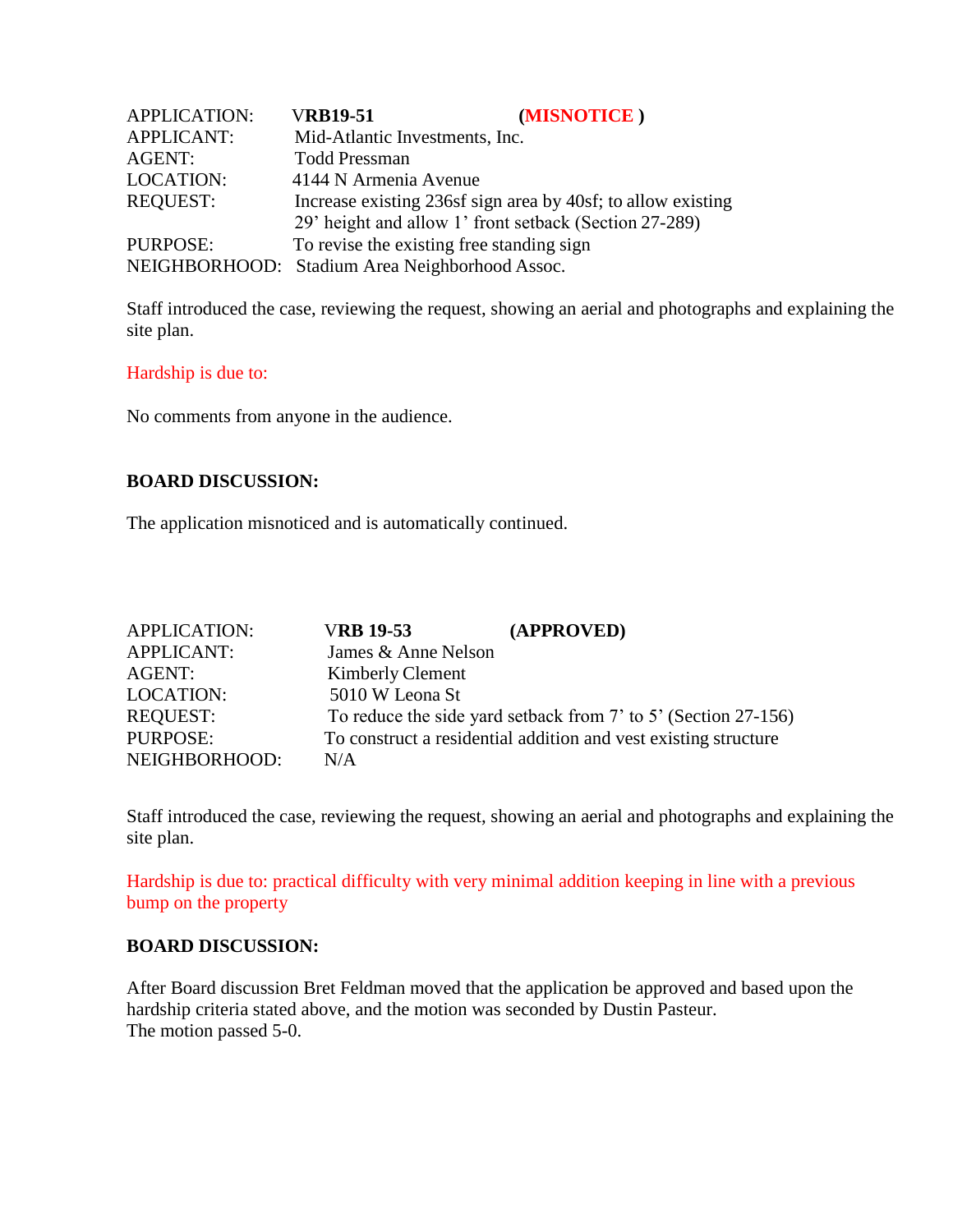APPLICATION: VRB19-51 (MISNOTICE )
APPLICANT: Mid-Atlantic Investments, Inc.
AGENT: Todd Pressman
LOCATION: 4144 N Armenia Avenue
REQUEST: Increase existing 236sf sign area by 40sf; to allow existing 29' height and allow 1' front setback (Section 27-289)
PURPOSE: To revise the existing free standing sign
NEIGHBORHOOD: Stadium Area Neighborhood Assoc.

Staff introduced the case, reviewing the request, showing an aerial and photographs and explaining the site plan.

Hardship is due to:

No comments from anyone in the audience.

**BOARD DISCUSSION:**

The application misnoticed and is automatically continued.

APPLICATION: **VRB 19-53 (APPROVED)**
APPLICANT: James & Anne Nelson
AGENT: Kimberly Clement
LOCATION: 5010 W Leona St
REQUEST: To reduce the side yard setback from 7' to 5' (Section 27-156)
PURPOSE: To construct a residential addition and vest existing structure
NEIGHBORHOOD: N/A

Staff introduced the case, reviewing the request, showing an aerial and photographs and explaining the site plan.

Hardship is due to: practical difficulty with very minimal addition keeping in line with a previous bump on the property

**BOARD DISCUSSION:**

After Board discussion Bret Feldman moved that the application be approved and based upon the hardship criteria stated above, and the motion was seconded by Dustin Pasteur.
The motion passed 5-0.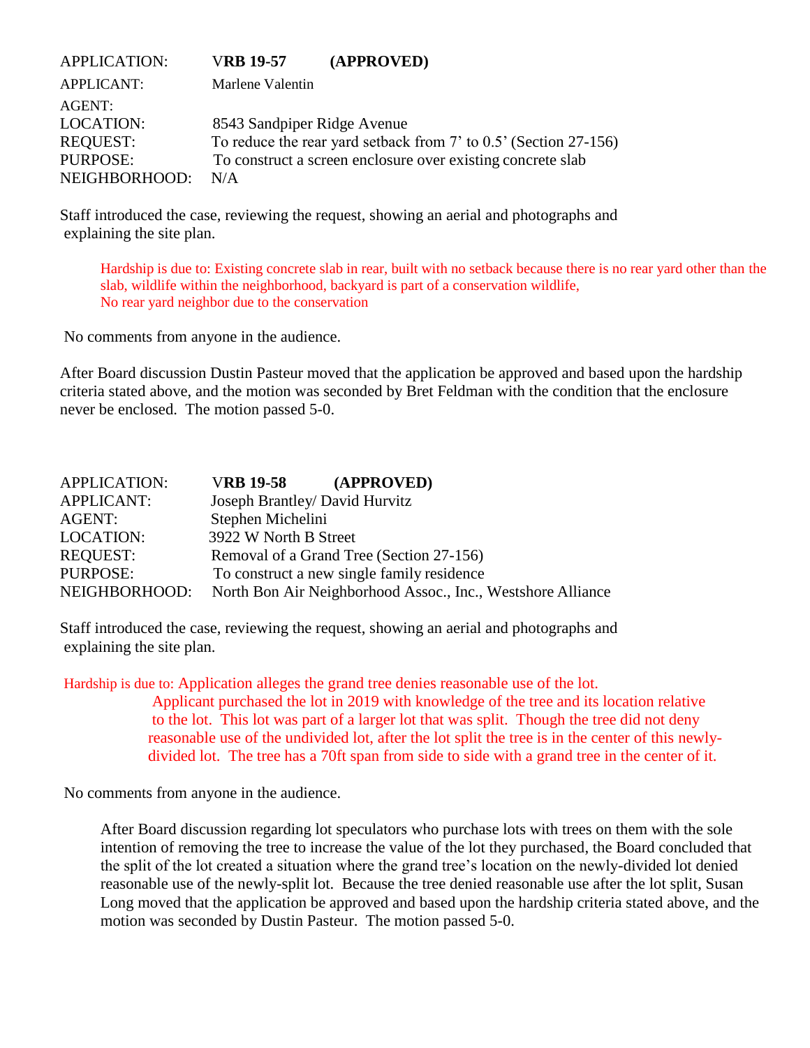APPLICATION: **VRB 19-57 (APPROVED)**
APPLICANT: Marlene Valentin
AGENT:
LOCATION: 8543 Sandpiper Ridge Avenue
REQUEST: To reduce the rear yard setback from 7' to 0.5' (Section 27-156)
PURPOSE: To construct a screen enclosure over existing concrete slab
NEIGHBORHOOD: N/A

Staff introduced the case, reviewing the request, showing an aerial and photographs and explaining the site plan.

Hardship is due to: Existing concrete slab in rear, built with no setback because there is no rear yard other than the slab, wildlife within the neighborhood, backyard is part of a conservation wildlife,
No rear yard neighbor due to the conservation

No comments from anyone in the audience.

After Board discussion Dustin Pasteur moved that the application be approved and based upon the hardship criteria stated above, and the motion was seconded by Bret Feldman with the condition that the enclosure never be enclosed. The motion passed 5-0.

APPLICATION: **VRB 19-58 (APPROVED)**
APPLICANT: Joseph Brantley/ David Hurvitz
AGENT: Stephen Michelini
LOCATION: 3922 W North B Street
REQUEST: Removal of a Grand Tree (Section 27-156)
PURPOSE: To construct a new single family residence
NEIGHBORHOOD: North Bon Air Neighborhood Assoc., Inc., Westshore Alliance

Staff introduced the case, reviewing the request, showing an aerial and photographs and explaining the site plan.

Hardship is due to: Application alleges the grand tree denies reasonable use of the lot. Applicant purchased the lot in 2019 with knowledge of the tree and its location relative to the lot. This lot was part of a larger lot that was split. Though the tree did not deny reasonable use of the undivided lot, after the lot split the tree is in the center of this newly-divided lot. The tree has a 70ft span from side to side with a grand tree in the center of it.

No comments from anyone in the audience.

After Board discussion regarding lot speculators who purchase lots with trees on them with the sole intention of removing the tree to increase the value of the lot they purchased, the Board concluded that the split of the lot created a situation where the grand tree's location on the newly-divided lot denied reasonable use of the newly-split lot. Because the tree denied reasonable use after the lot split, Susan Long moved that the application be approved and based upon the hardship criteria stated above, and the motion was seconded by Dustin Pasteur. The motion passed 5-0.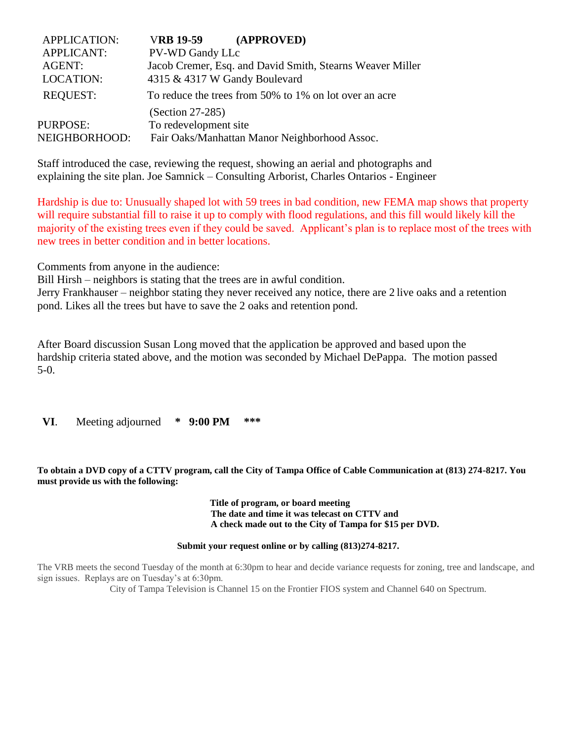APPLICATION: **VRB 19-59 (APPROVED)**
APPLICANT: PV-WD Gandy LLc
AGENT: Jacob Cremer, Esq. and David Smith, Stearns Weaver Miller
LOCATION: 4315 & 4317 W Gandy Boulevard
REQUEST: To reduce the trees from 50% to 1% on lot over an acre (Section 27-285)
PURPOSE: To redevelopment site
NEIGHBORHOOD: Fair Oaks/Manhattan Manor Neighborhood Assoc.

Staff introduced the case, reviewing the request, showing an aerial and photographs and explaining the site plan. Joe Samnick – Consulting Arborist, Charles Ontarios - Engineer

Hardship is due to: Unusually shaped lot with 59 trees in bad condition, new FEMA map shows that property will require substantial fill to raise it up to comply with flood regulations, and this fill would likely kill the majority of the existing trees even if they could be saved. Applicant's plan is to replace most of the trees with new trees in better condition and in better locations.

Comments from anyone in the audience:
Bill Hirsh – neighbors is stating that the trees are in awful condition.
Jerry Frankhauser – neighbor stating they never received any notice, there are 2 live oaks and a retention pond. Likes all the trees but have to save the 2 oaks and retention pond.

After Board discussion Susan Long moved that the application be approved and based upon the hardship criteria stated above, and the motion was seconded by Michael DePappa. The motion passed 5-0.

**VI**. Meeting adjourned **\* 9:00 PM \*\*\***

**To obtain a DVD copy of a CTTV program, call the City of Tampa Office of Cable Communication at (813) 274-8217. You must provide us with the following:**

**Title of program, or board meeting**
**The date and time it was telecast on CTTV and**
**A check made out to the City of Tampa for $15 per DVD.**

**Submit your request online or by calling (813)274-8217.**

The VRB meets the second Tuesday of the month at 6:30pm to hear and decide variance requests for zoning, tree and landscape, and sign issues. Replays are on Tuesday's at 6:30pm.
City of Tampa Television is Channel 15 on the Frontier FIOS system and Channel 640 on Spectrum.